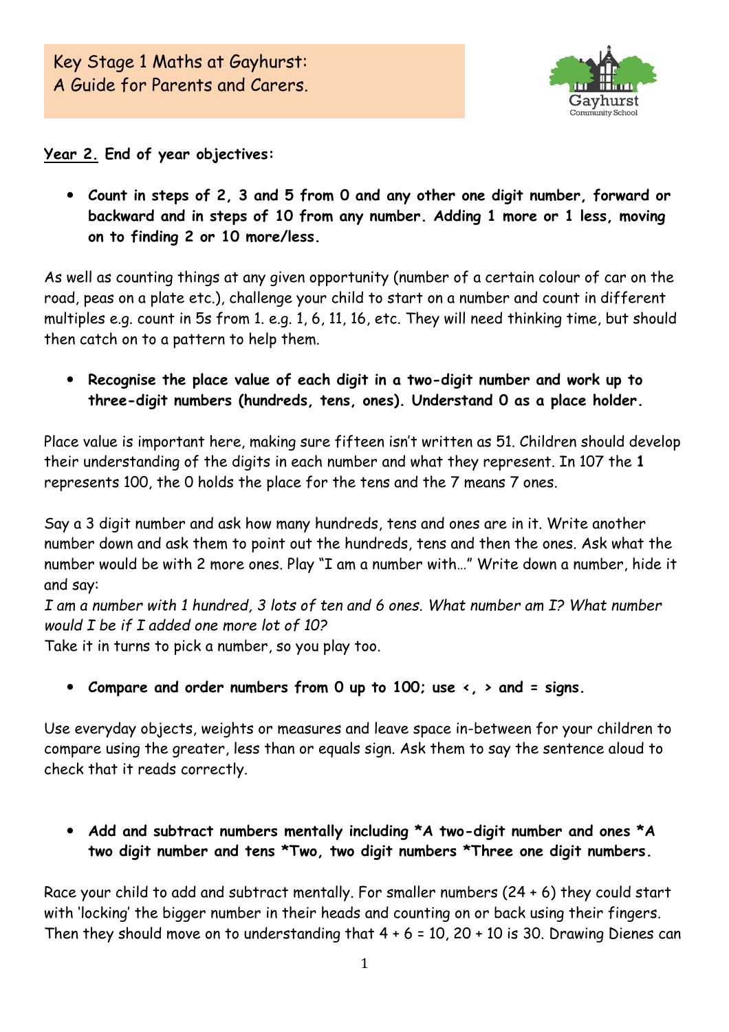# Key Stage 1 Maths at Gayhurst: A Guide for Parents and Carers.

**<u>Year 2.</u> End of year objectives:**

- **Count in steps of 2, 3 and 5 from 0 and any other one digit number, forward or backward and in steps of 10 from any number. Adding 1 more or 1 less, moving on to finding 2 or 10 more/less.**

As well as counting things at any given opportunity (number of a certain colour of car on the road, peas on a plate etc.), challenge your child to start on a number and count in different multiples e.g. count in 5s from 1. e.g. 1, 6, 11, 16, etc. They will need thinking time, but should then catch on to a pattern to help them.

- **Recognise the place value of each digit in a two-digit number and work up to three-digit numbers (hundreds, tens, ones). Understand 0 as a place holder.**

Place value is important here, making sure fifteen isn't written as 51. Children should develop their understanding of the digits in each number and what they represent. In 107 the **1** represents 100, the 0 holds the place for the tens and the 7 means 7 ones.

Say a 3 digit number and ask how many hundreds, tens and ones are in it. Write another number down and ask them to point out the hundreds, tens and then the ones. Ask what the number would be with 2 more ones. Play "I am a number with…" Write down a number, hide it and say:

*I am a number with 1 hundred, 3 lots of ten and 6 ones. What number am I? What number would I be if I added one more lot of 10?*

Take it in turns to pick a number, so you play too.

- **Compare and order numbers from 0 up to 100; use <, > and = signs.**

Use everyday objects, weights or measures and leave space in-between for your children to compare using the greater, less than or equals sign. Ask them to say the sentence aloud to check that it reads correctly.

- **Add and subtract numbers mentally including *A two-digit number and ones *A two digit number and tens *Two, two digit numbers *Three one digit numbers.**

Race your child to add and subtract mentally. For smaller numbers (24 + 6) they could start with 'locking' the bigger number in their heads and counting on or back using their fingers. Then they should move on to understanding that 4 + 6 = 10, 20 + 10 is 30. Drawing Dienes can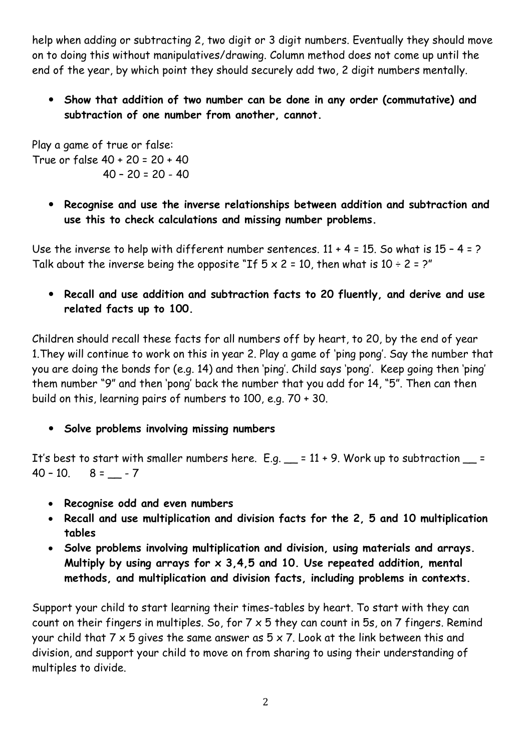help when adding or subtracting 2, two digit or 3 digit numbers. Eventually they should move on to doing this without manipulatives/drawing. Column method does not come up until the end of the year, by which point they should securely add two, 2 digit numbers mentally.

- **Show that addition of two number can be done in any order (commutative) and subtraction of one number from another, cannot.**

Play a game of true or false:
True or false $40 + 20 = 20 + 40$
$40 – 20 = 20 - 40$

- **Recognise and use the inverse relationships between addition and subtraction and use this to check calculations and missing number problems.**

Use the inverse to help with different number sentences. $11 + 4 = 15$. So what is $15 – 4 = ?$ Talk about the inverse being the opposite "If $5 \times 2 = 10$, then what is $10 \div 2 = ?$"

- **Recall and use addition and subtraction facts to 20 fluently, and derive and use related facts up to 100.**

Children should recall these facts for all numbers off by heart, to 20, by the end of year 1.They will continue to work on this in year 2. Play a game of 'ping pong'. Say the number that you are doing the bonds for (e.g. 14) and then 'ping'. Child says 'pong'. Keep going then 'ping' them number "9" and then 'pong' back the number that you add for 14, "5". Then can then build on this, learning pairs of numbers to 100, e.g. 70 + 30.

- **Solve problems involving missing numbers**

It's best to start with smaller numbers here. E.g. __ = 11 + 9. Work up to subtraction __ = 40 – 10. 8 = __ - 7

- **Recognise odd and even numbers**
- **Recall and use multiplication and division facts for the 2, 5 and 10 multiplication tables**
- **Solve problems involving multiplication and division, using materials and arrays. Multiply by using arrays for x 3,4,5 and 10. Use repeated addition, mental methods, and multiplication and division facts, including problems in contexts.**

Support your child to start learning their times-tables by heart. To start with they can count on their fingers in multiples. So, for $7 \times 5$ they can count in 5s, on 7 fingers. Remind your child that $7 \times 5$ gives the same answer as $5 \times 7$. Look at the link between this and division, and support your child to move on from sharing to using their understanding of multiples to divide.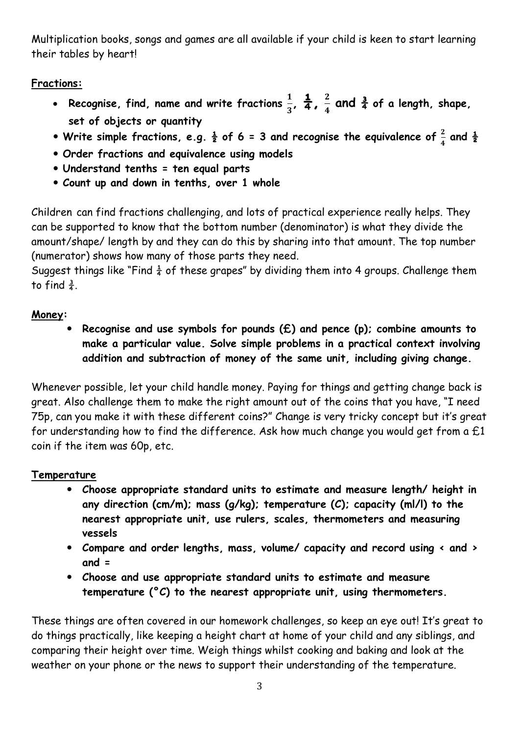Multiplication books, songs and games are all available if your child is keen to start learning their tables by heart!

**Fractions:**

- **Recognise, find, name and write fractions $\frac{1}{3}$, $\frac{1}{4}$, $\frac{2}{4}$ and $\frac{3}{4}$ of a length, shape, set of objects or quantity**
- **Write simple fractions, e.g. $\frac{1}{2}$ of 6 = 3 and recognise the equivalence of $\frac{2}{4}$ and $\frac{1}{2}$**
- **Order fractions and equivalence using models**
- **Understand tenths = ten equal parts**
- **Count up and down in tenths, over 1 whole**

Children can find fractions challenging, and lots of practical experience really helps. They can be supported to know that the bottom number (denominator) is what they divide the amount/shape/ length by and they can do this by sharing into that amount. The top number (numerator) shows how many of those parts they need.

Suggest things like "Find $\frac{1}{4}$ of these grapes" by dividing them into 4 groups. Challenge them to find $\frac{3}{4}$.

**Money:**

- **Recognise and use symbols for pounds (£) and pence (p); combine amounts to make a particular value. Solve simple problems in a practical context involving addition and subtraction of money of the same unit, including giving change.**

Whenever possible, let your child handle money. Paying for things and getting change back is great. Also challenge them to make the right amount out of the coins that you have, "I need 75p, can you make it with these different coins?" Change is very tricky concept but it's great for understanding how to find the difference. Ask how much change you would get from a £1 coin if the item was 60p, etc.

**Temperature**

- **Choose appropriate standard units to estimate and measure length/ height in any direction (cm/m); mass (g/kg); temperature (C); capacity (ml/l) to the nearest appropriate unit, use rulers, scales, thermometers and measuring vessels**
- **Compare and order lengths, mass, volume/ capacity and record using < and > and =**
- **Choose and use appropriate standard units to estimate and measure temperature (°C) to the nearest appropriate unit, using thermometers.**

These things are often covered in our homework challenges, so keep an eye out! It's great to do things practically, like keeping a height chart at home of your child and any siblings, and comparing their height over time. Weigh things whilst cooking and baking and look at the weather on your phone or the news to support their understanding of the temperature.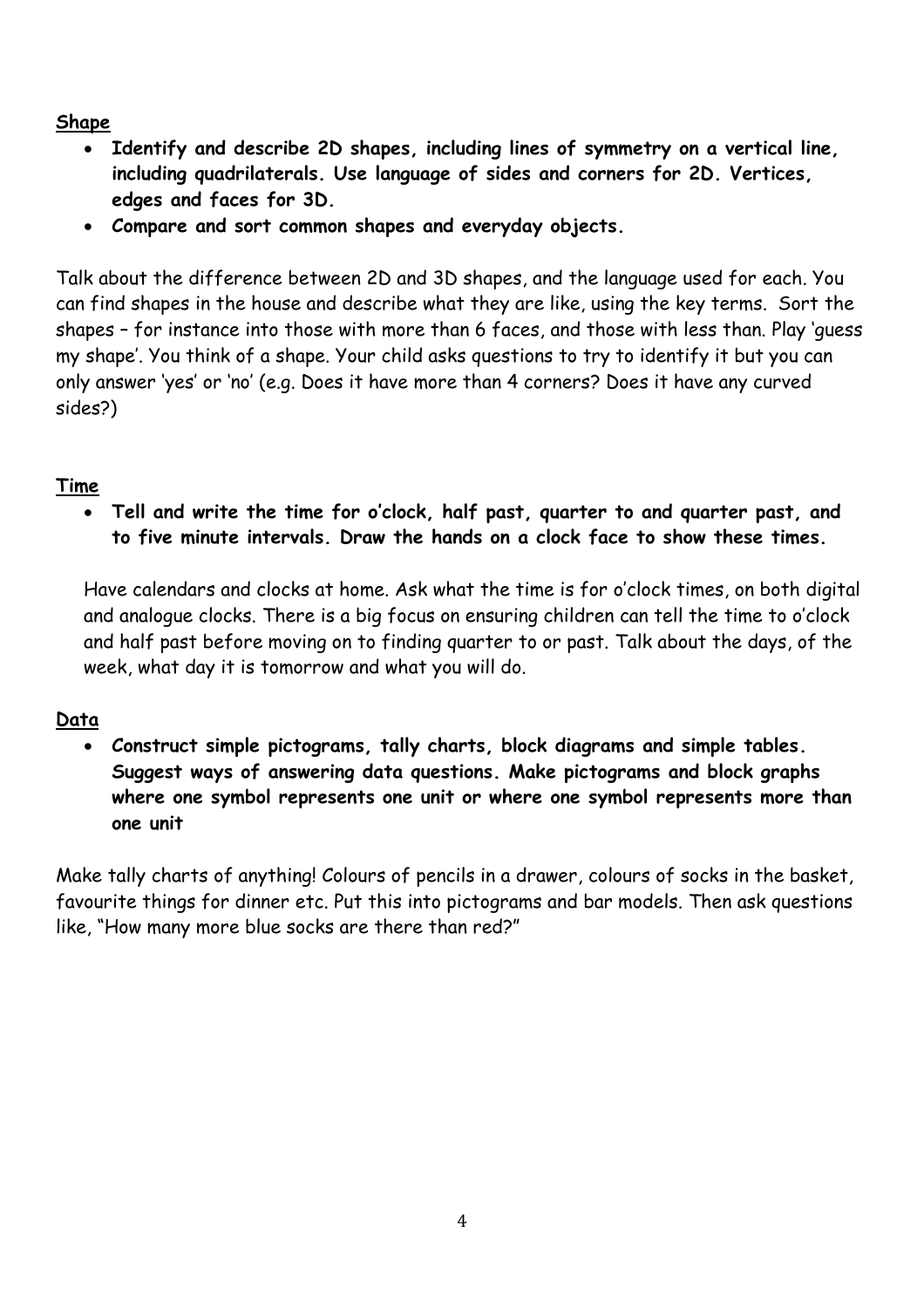## Shape

- **Identify and describe 2D shapes, including lines of symmetry on a vertical line, including quadrilaterals. Use language of sides and corners for 2D. Vertices, edges and faces for 3D.**
- **Compare and sort common shapes and everyday objects.**

Talk about the difference between 2D and 3D shapes, and the language used for each. You can find shapes in the house and describe what they are like, using the key terms. Sort the shapes – for instance into those with more than 6 faces, and those with less than. Play 'guess my shape'. You think of a shape. Your child asks questions to try to identify it but you can only answer 'yes' or 'no' (e.g. Does it have more than 4 corners? Does it have any curved sides?)

## Time

- **Tell and write the time for o'clock, half past, quarter to and quarter past, and to five minute intervals. Draw the hands on a clock face to show these times.**

Have calendars and clocks at home. Ask what the time is for o'clock times, on both digital and analogue clocks. There is a big focus on ensuring children can tell the time to o'clock and half past before moving on to finding quarter to or past. Talk about the days, of the week, what day it is tomorrow and what you will do.

## Data

- **Construct simple pictograms, tally charts, block diagrams and simple tables. Suggest ways of answering data questions. Make pictograms and block graphs where one symbol represents one unit or where one symbol represents more than one unit**

Make tally charts of anything! Colours of pencils in a drawer, colours of socks in the basket, favourite things for dinner etc. Put this into pictograms and bar models. Then ask questions like, "How many more blue socks are there than red?"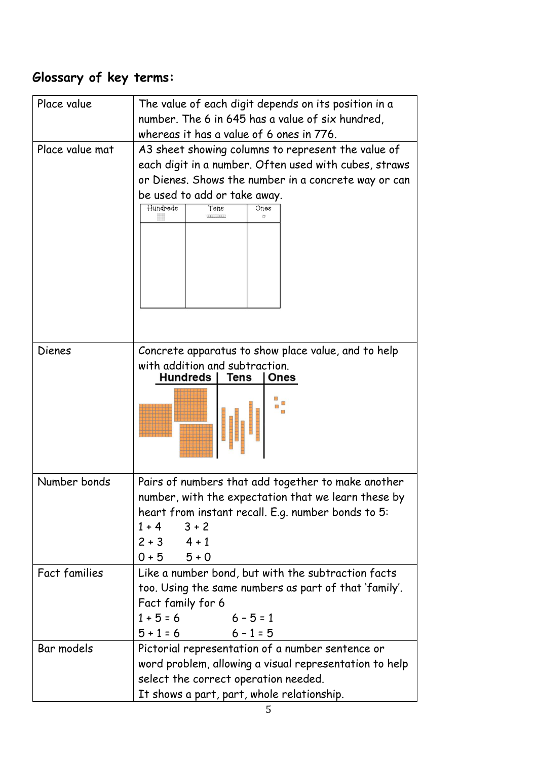## Glossary of key terms:

| | |
|---|---|
| Place value | The value of each digit depends on its position in a number. The 6 in 645 has a value of six hundred, whereas it has a value of 6 ones in 776. |
| Place value mat | A3 sheet showing columns to represent the value of each digit in a number. Often used with cubes, straws or Dienes. Shows the number in a concrete way or can be used to add or take away.<br>Hundreds \| Tens \| Ones |
| Dienes | Concrete apparatus to show place value, and to help with addition and subtraction.<br>**Hundreds \| Tens \| Ones** |
| Number bonds | Pairs of numbers that add together to make another number, with the expectation that we learn these by heart from instant recall. E.g. number bonds to 5:<br>1 + 4 &nbsp;&nbsp; 3 + 2<br>2 + 3 &nbsp;&nbsp; 4 + 1<br>0 + 5 &nbsp;&nbsp; 5 + 0 |
| Fact families | Like a number bond, but with the subtraction facts too. Using the same numbers as part of that 'family'.<br>Fact family for 6<br>1 + 5 = 6 &nbsp;&nbsp; 6 – 5 = 1<br>5 + 1 = 6 &nbsp;&nbsp; 6 – 1 = 5 |
| Bar models | Pictorial representation of a number sentence or word problem, allowing a visual representation to help select the correct operation needed.<br>It shows a part, part, whole relationship. |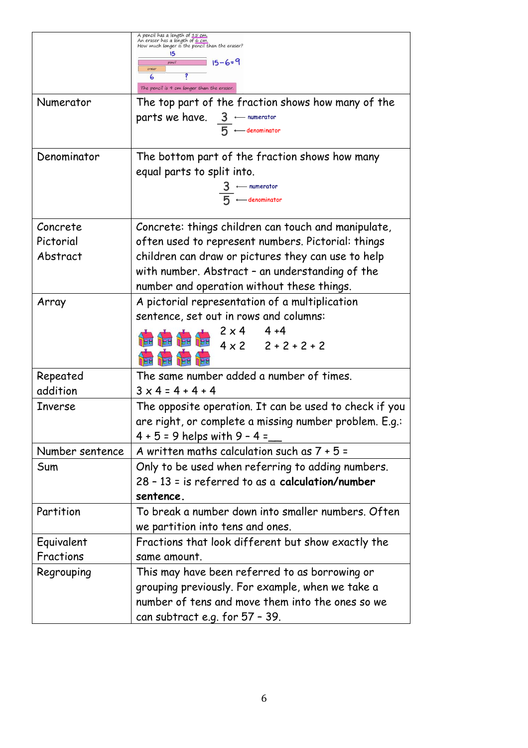| | |
|---|---|
| | A pencil has a length of 15 cm. An eraser has a length of 6 cm. How much longer is the pencil than the eraser? 15 pencil eraser 6 ? 15 − 6 = 9 The pencil is 9 cm longer than the eraser. |
| Numerator | The top part of the fraction shows how many of the parts we have. $\frac{3}{5}$ ← numerator ← denominator |
| Denominator | The bottom part of the fraction shows how many equal parts to split into. $\frac{3}{5}$ ← numerator ← denominator |
| Concrete Pictorial Abstract | Concrete: things children can touch and manipulate, often used to represent numbers. Pictorial: things children can draw or pictures they can use to help with number. Abstract – an understanding of the number and operation without these things. |
| Array | A pictorial representation of a multiplication sentence, set out in rows and columns: 2 x 4  4 + 4  4 x 2  2 + 2 + 2 + 2 |
| Repeated addition | The same number added a number of times. 3 x 4 = 4 + 4 + 4 |
| Inverse | The opposite operation. It can be used to check if you are right, or complete a missing number problem. E.g.: 4 + 5 = 9 helps with 9 – 4 =__ |
| Number sentence | A written maths calculation such as 7 + 5 = |
| Sum | Only to be used when referring to adding numbers. 28 – 13 = is referred to as a **calculation/number sentence**. |
| Partition | To break a number down into smaller numbers. Often we partition into tens and ones. |
| Equivalent Fractions | Fractions that look different but show exactly the same amount. |
| Regrouping | This may have been referred to as borrowing or grouping previously. For example, when we take a number of tens and move them into the ones so we can subtract e.g. for 57 – 39. |